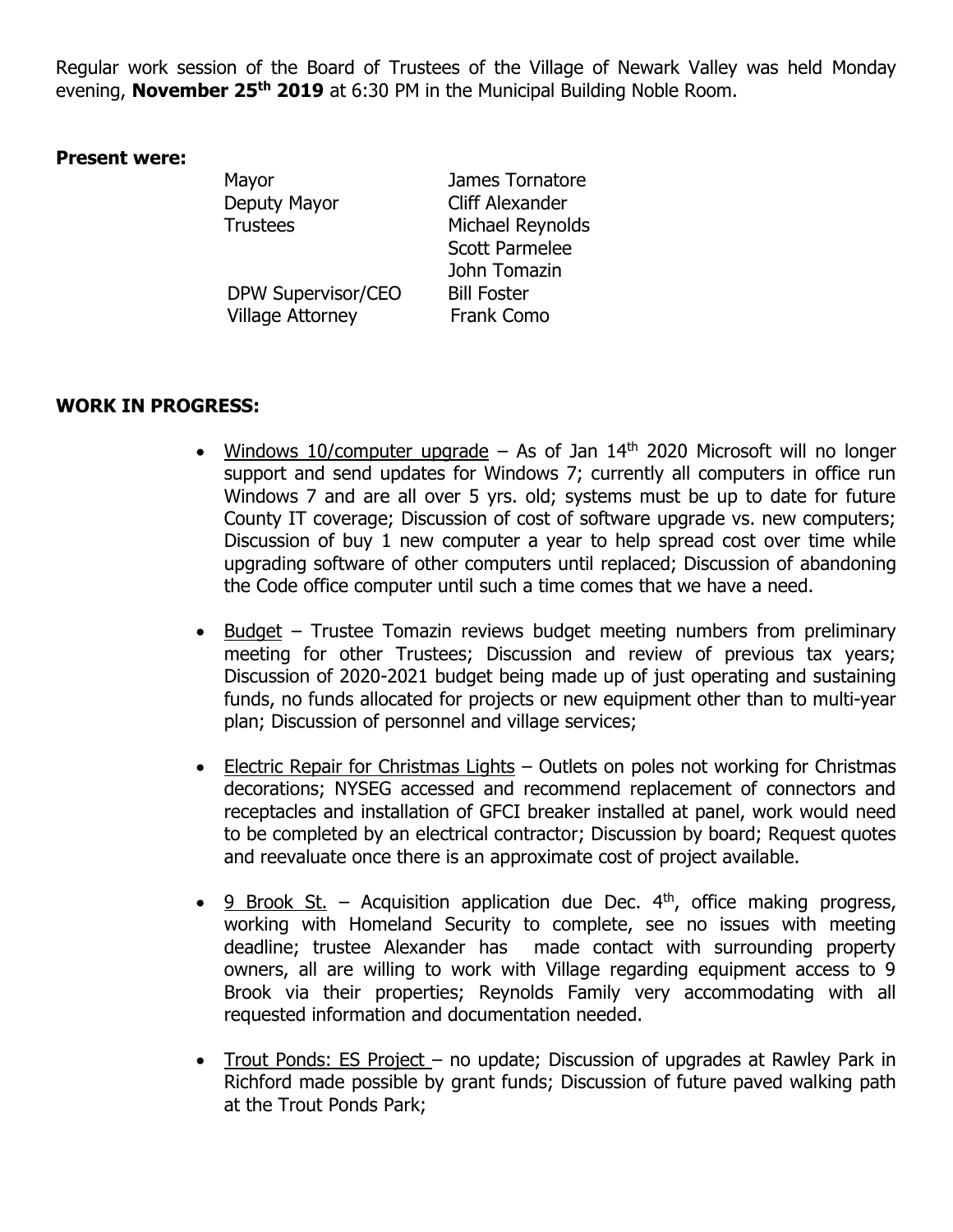Regular work session of the Board of Trustees of the Village of Newark Valley was held Monday evening, **November 25th 2019** at 6:30 PM in the Municipal Building Noble Room.

**Present were:**

| | |
|---|---|
| Mayor | James Tornatore |
| Deputy Mayor | Cliff Alexander |
| Trustees | Michael Reynolds |
| | Scott Parmelee |
| | John Tomazin |
| DPW Supervisor/CEO | Bill Foster |
| Village Attorney | Frank Como |

**WORK IN PROGRESS:**

- Windows 10/computer upgrade – As of Jan 14th 2020 Microsoft will no longer support and send updates for Windows 7; currently all computers in office run Windows 7 and are all over 5 yrs. old; systems must be up to date for future County IT coverage; Discussion of cost of software upgrade vs. new computers; Discussion of buy 1 new computer a year to help spread cost over time while upgrading software of other computers until replaced; Discussion of abandoning the Code office computer until such a time comes that we have a need.

- Budget – Trustee Tomazin reviews budget meeting numbers from preliminary meeting for other Trustees; Discussion and review of previous tax years; Discussion of 2020-2021 budget being made up of just operating and sustaining funds, no funds allocated for projects or new equipment other than to multi-year plan; Discussion of personnel and village services;

- Electric Repair for Christmas Lights – Outlets on poles not working for Christmas decorations; NYSEG accessed and recommend replacement of connectors and receptacles and installation of GFCI breaker installed at panel, work would need to be completed by an electrical contractor; Discussion by board; Request quotes and reevaluate once there is an approximate cost of project available.

- 9 Brook St. – Acquisition application due Dec. 4th, office making progress, working with Homeland Security to complete, see no issues with meeting deadline; trustee Alexander has made contact with surrounding property owners, all are willing to work with Village regarding equipment access to 9 Brook via their properties; Reynolds Family very accommodating with all requested information and documentation needed.

- Trout Ponds: ES Project – no update; Discussion of upgrades at Rawley Park in Richford made possible by grant funds; Discussion of future paved walking path at the Trout Ponds Park;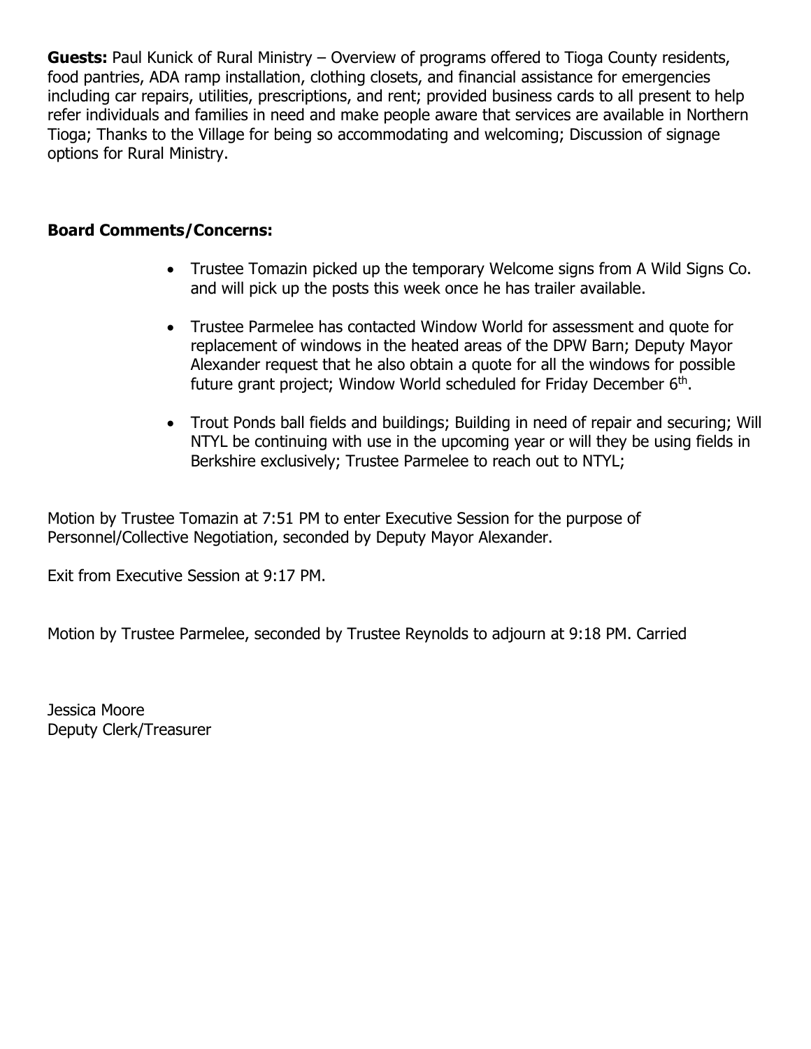**Guests:** Paul Kunick of Rural Ministry – Overview of programs offered to Tioga County residents, food pantries, ADA ramp installation, clothing closets, and financial assistance for emergencies including car repairs, utilities, prescriptions, and rent; provided business cards to all present to help refer individuals and families in need and make people aware that services are available in Northern Tioga; Thanks to the Village for being so accommodating and welcoming; Discussion of signage options for Rural Ministry.

**Board Comments/Concerns:**

- Trustee Tomazin picked up the temporary Welcome signs from A Wild Signs Co. and will pick up the posts this week once he has trailer available.
- Trustee Parmelee has contacted Window World for assessment and quote for replacement of windows in the heated areas of the DPW Barn; Deputy Mayor Alexander request that he also obtain a quote for all the windows for possible future grant project; Window World scheduled for Friday December 6th.
- Trout Ponds ball fields and buildings; Building in need of repair and securing; Will NTYL be continuing with use in the upcoming year or will they be using fields in Berkshire exclusively; Trustee Parmelee to reach out to NTYL;

Motion by Trustee Tomazin at 7:51 PM to enter Executive Session for the purpose of Personnel/Collective Negotiation, seconded by Deputy Mayor Alexander.

Exit from Executive Session at 9:17 PM.

Motion by Trustee Parmelee, seconded by Trustee Reynolds to adjourn at 9:18 PM. Carried

Jessica Moore
Deputy Clerk/Treasurer